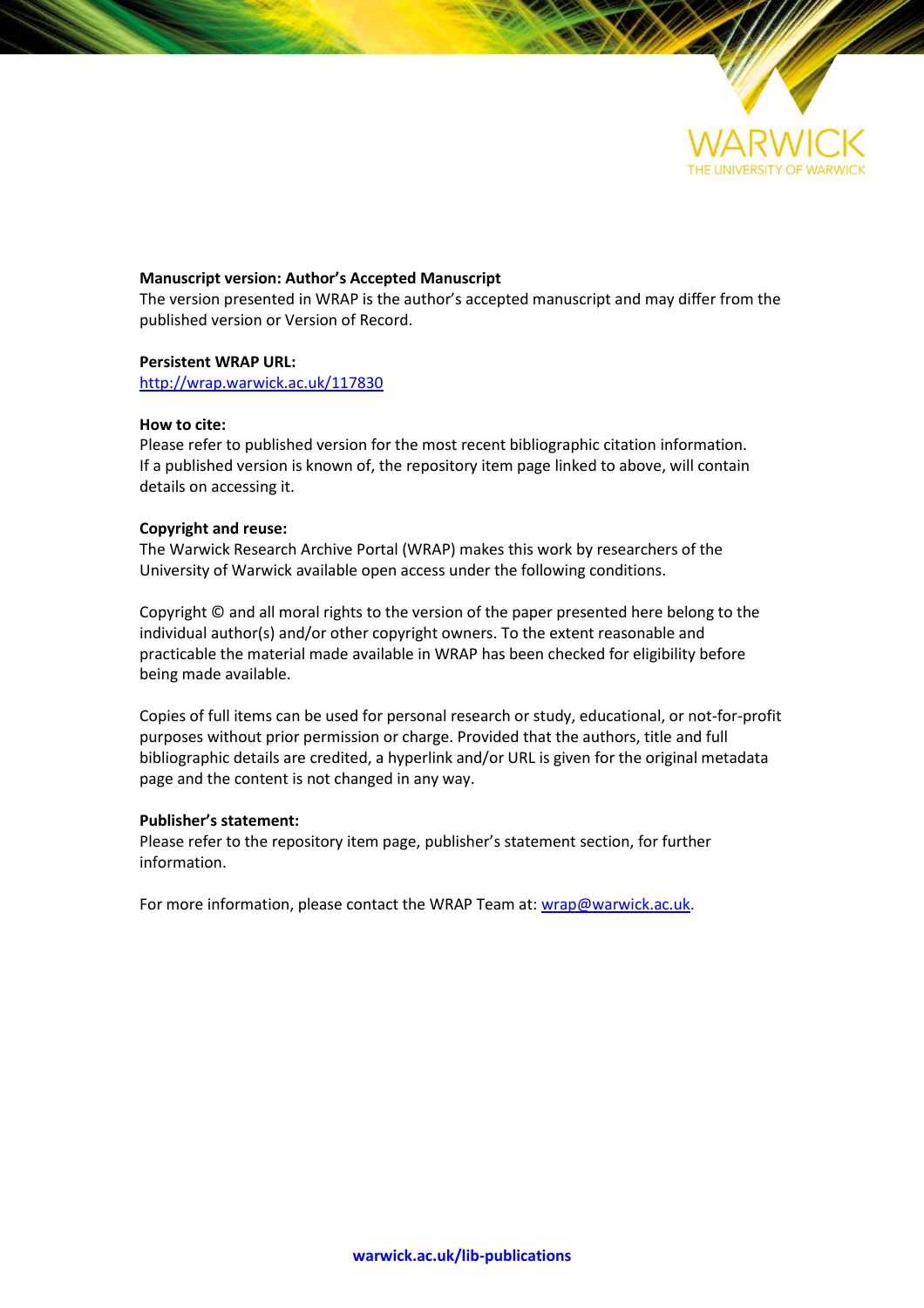**Manuscript version: Author's Accepted Manuscript**
The version presented in WRAP is the author's accepted manuscript and may differ from the published version or Version of Record.

**Persistent WRAP URL:**
http://wrap.warwick.ac.uk/117830

**How to cite:**
Please refer to published version for the most recent bibliographic citation information. If a published version is known of, the repository item page linked to above, will contain details on accessing it.

**Copyright and reuse:**
The Warwick Research Archive Portal (WRAP) makes this work by researchers of the University of Warwick available open access under the following conditions.

Copyright © and all moral rights to the version of the paper presented here belong to the individual author(s) and/or other copyright owners. To the extent reasonable and practicable the material made available in WRAP has been checked for eligibility before being made available.

Copies of full items can be used for personal research or study, educational, or not-for-profit purposes without prior permission or charge. Provided that the authors, title and full bibliographic details are credited, a hyperlink and/or URL is given for the original metadata page and the content is not changed in any way.

**Publisher's statement:**
Please refer to the repository item page, publisher's statement section, for further information.

For more information, please contact the WRAP Team at: wrap@warwick.ac.uk.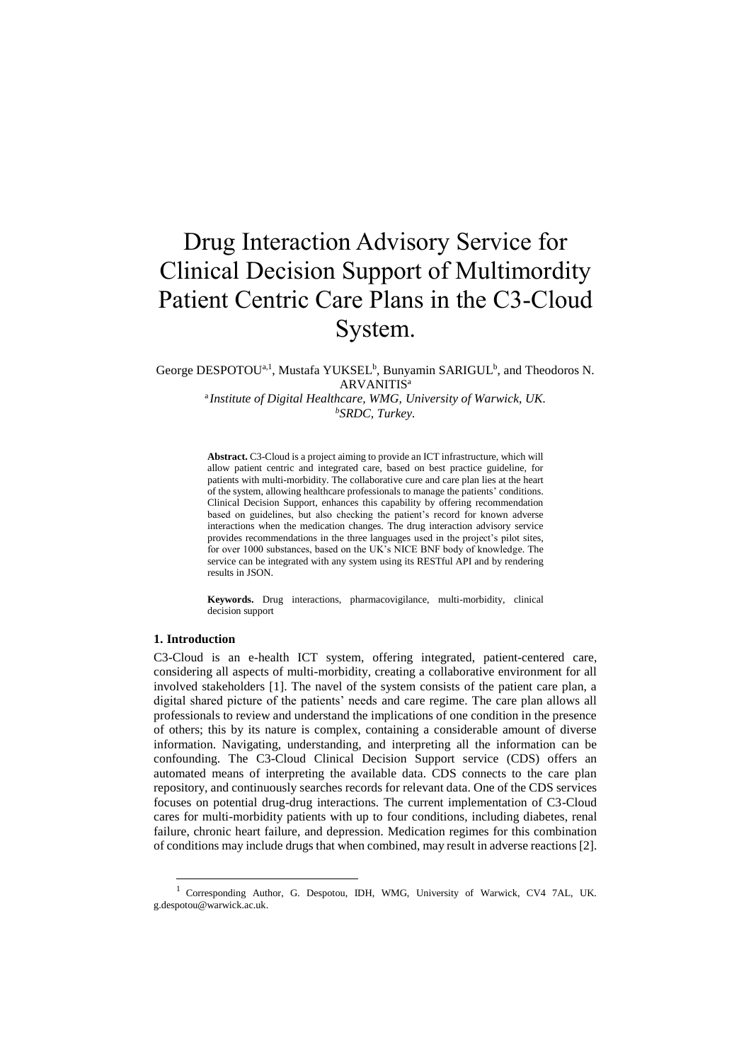# Drug Interaction Advisory Service for Clinical Decision Support of Multimordity Patient Centric Care Plans in the C3-Cloud System.

George DESPOTOU[a,1], Mustafa YUKSEL[b], Bunyamin SARIGUL[b], and Theodoros N. ARVANITIS[a]

[a] *Institute of Digital Healthcare, WMG, University of Warwick, UK.*
[b] *SRDC, Turkey.*

> **Abstract.** C3-Cloud is a project aiming to provide an ICT infrastructure, which will allow patient centric and integrated care, based on best practice guideline, for patients with multi-morbidity. The collaborative cure and care plan lies at the heart of the system, allowing healthcare professionals to manage the patients' conditions. Clinical Decision Support, enhances this capability by offering recommendation based on guidelines, but also checking the patient's record for known adverse interactions when the medication changes. The drug interaction advisory service provides recommendations in the three languages used in the project's pilot sites, for over 1000 substances, based on the UK's NICE BNF body of knowledge. The service can be integrated with any system using its RESTful API and by rendering results in JSON.
>
> **Keywords.** Drug interactions, pharmacovigilance, multi-morbidity, clinical decision support

## 1. Introduction

C3-Cloud is an e-health ICT system, offering integrated, patient-centered care, considering all aspects of multi-morbidity, creating a collaborative environment for all involved stakeholders [1]. The navel of the system consists of the patient care plan, a digital shared picture of the patients' needs and care regime. The care plan allows all professionals to review and understand the implications of one condition in the presence of others; this by its nature is complex, containing a considerable amount of diverse information. Navigating, understanding, and interpreting all the information can be confounding. The C3-Cloud Clinical Decision Support service (CDS) offers an automated means of interpreting the available data. CDS connects to the care plan repository, and continuously searches records for relevant data. One of the CDS services focuses on potential drug-drug interactions. The current implementation of C3-Cloud cares for multi-morbidity patients with up to four conditions, including diabetes, renal failure, chronic heart failure, and depression. Medication regimes for this combination of conditions may include drugs that when combined, may result in adverse reactions [2].

[1] Corresponding Author, G. Despotou, IDH, WMG, University of Warwick, CV4 7AL, UK. g.despotou@warwick.ac.uk.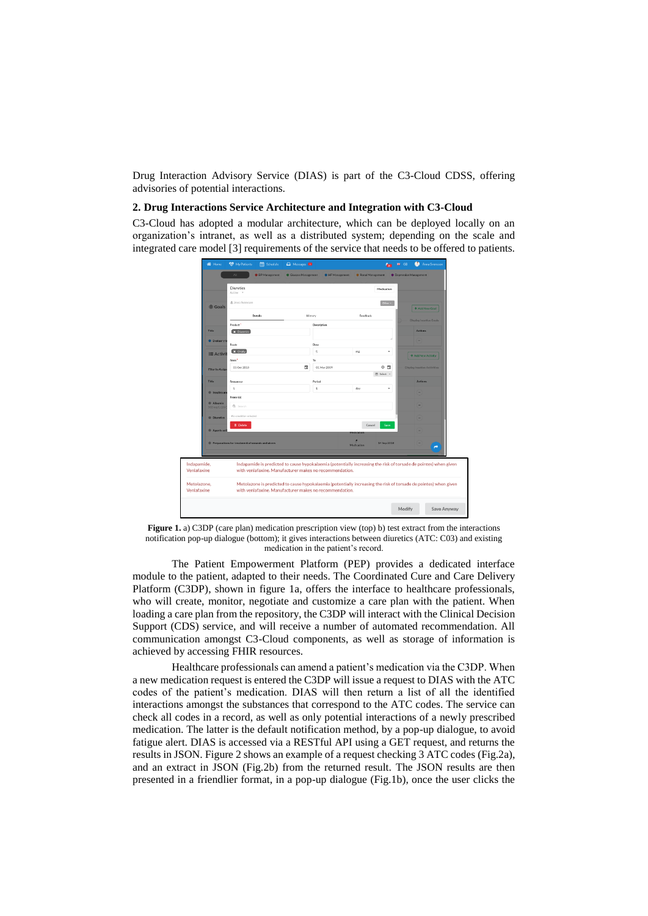Drug Interaction Advisory Service (DIAS) is part of the C3-Cloud CDSS, offering advisories of potential interactions.

## 2. Drug Interactions Service Architecture and Integration with C3-Cloud

C3-Cloud has adopted a modular architecture, which can be deployed locally on an organization's intranet, as well as a distributed system; depending on the scale and integrated care model [3] requirements of the service that needs to be offered to patients.

**Figure 1.** a) C3DP (care plan) medication prescription view (top) b) test extract from the interactions notification pop-up dialogue (bottom); it gives interactions between diuretics (ATC: C03) and existing medication in the patient's record.

The Patient Empowerment Platform (PEP) provides a dedicated interface module to the patient, adapted to their needs. The Coordinated Cure and Care Delivery Platform (C3DP), shown in figure 1a, offers the interface to healthcare professionals, who will create, monitor, negotiate and customize a care plan with the patient. When loading a care plan from the repository, the C3DP will interact with the Clinical Decision Support (CDS) service, and will receive a number of automated recommendation. All communication amongst C3-Cloud components, as well as storage of information is achieved by accessing FHIR resources.

Healthcare professionals can amend a patient's medication via the C3DP. When a new medication request is entered the C3DP will issue a request to DIAS with the ATC codes of the patient's medication. DIAS will then return a list of all the identified interactions amongst the substances that correspond to the ATC codes. The service can check all codes in a record, as well as only potential interactions of a newly prescribed medication. The latter is the default notification method, by a pop-up dialogue, to avoid fatigue alert. DIAS is accessed via a RESTful API using a GET request, and returns the results in JSON. Figure 2 shows an example of a request checking 3 ATC codes (Fig.2a), and an extract in JSON (Fig.2b) from the returned result. The JSON results are then presented in a friendlier format, in a pop-up dialogue (Fig.1b), once the user clicks the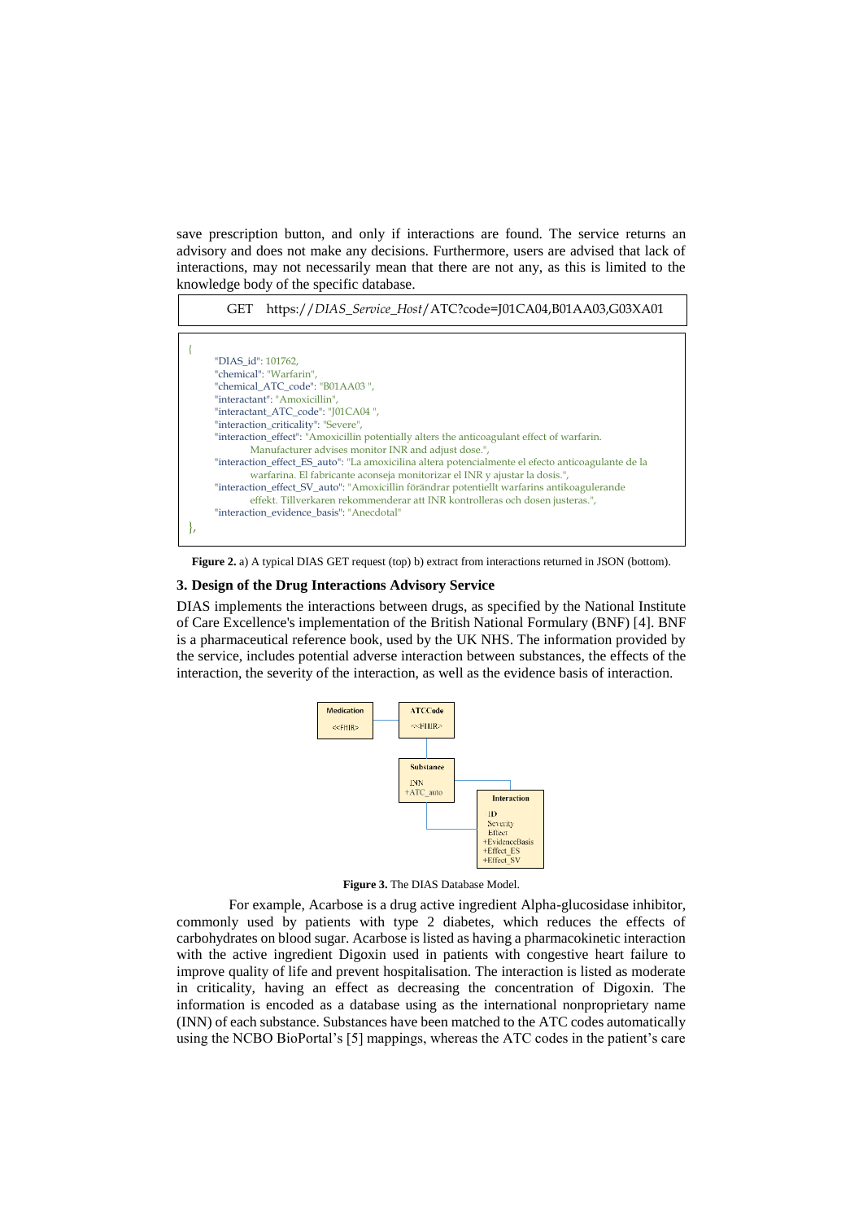save prescription button, and only if interactions are found. The service returns an advisory and does not make any decisions. Furthermore, users are advised that lack of interactions, may not necessarily mean that there are not any, as this is limited to the knowledge body of the specific database.

```
GET    https://DIAS_Service_Host/ATC?code=J01CA04,B01AA03,G03XA01
```

```
{
    "DIAS_id": 101762,
    "chemical": "Warfarin",
    "chemical_ATC_code": "B01AA03 ",
    "interactant": "Amoxicillin",
    "interactant_ATC_code": "J01CA04 ",
    "interaction_criticality": "Severe",
    "interaction_effect": "Amoxicillin potentially alters the anticoagulant effect of warfarin.
        Manufacturer advises monitor INR and adjust dose.",
    "interaction_effect_ES_auto": "La amoxicilina altera potencialmente el efecto anticoagulante de la
        warfarina. El fabricante aconseja monitorizar el INR y ajustar la dosis.",
    "interaction_effect_SV_auto": "Amoxicillin förändrar potentiellt warfarins antikoagulerande
        effekt. Tillverkaren rekommenderar att INR kontrolleras och dosen justeras.",
    "interaction_evidence_basis": "Anecdotal"
},
```

**Figure 2.** a) A typical DIAS GET request (top) b) extract from interactions returned in JSON (bottom).

### 3. Design of the Drug Interactions Advisory Service

DIAS implements the interactions between drugs, as specified by the National Institute of Care Excellence's implementation of the British National Formulary (BNF) [4]. BNF is a pharmaceutical reference book, used by the UK NHS. The information provided by the service, includes potential adverse interaction between substances, the effects of the interaction, the severity of the interaction, as well as the evidence basis of interaction.

**Figure 3.** The DIAS Database Model.

For example, Acarbose is a drug active ingredient Alpha-glucosidase inhibitor, commonly used by patients with type 2 diabetes, which reduces the effects of carbohydrates on blood sugar. Acarbose is listed as having a pharmacokinetic interaction with the active ingredient Digoxin used in patients with congestive heart failure to improve quality of life and prevent hospitalisation. The interaction is listed as moderate in criticality, having an effect as decreasing the concentration of Digoxin. The information is encoded as a database using as the international nonproprietary name (INN) of each substance. Substances have been matched to the ATC codes automatically using the NCBO BioPortal's [5] mappings, whereas the ATC codes in the patient's care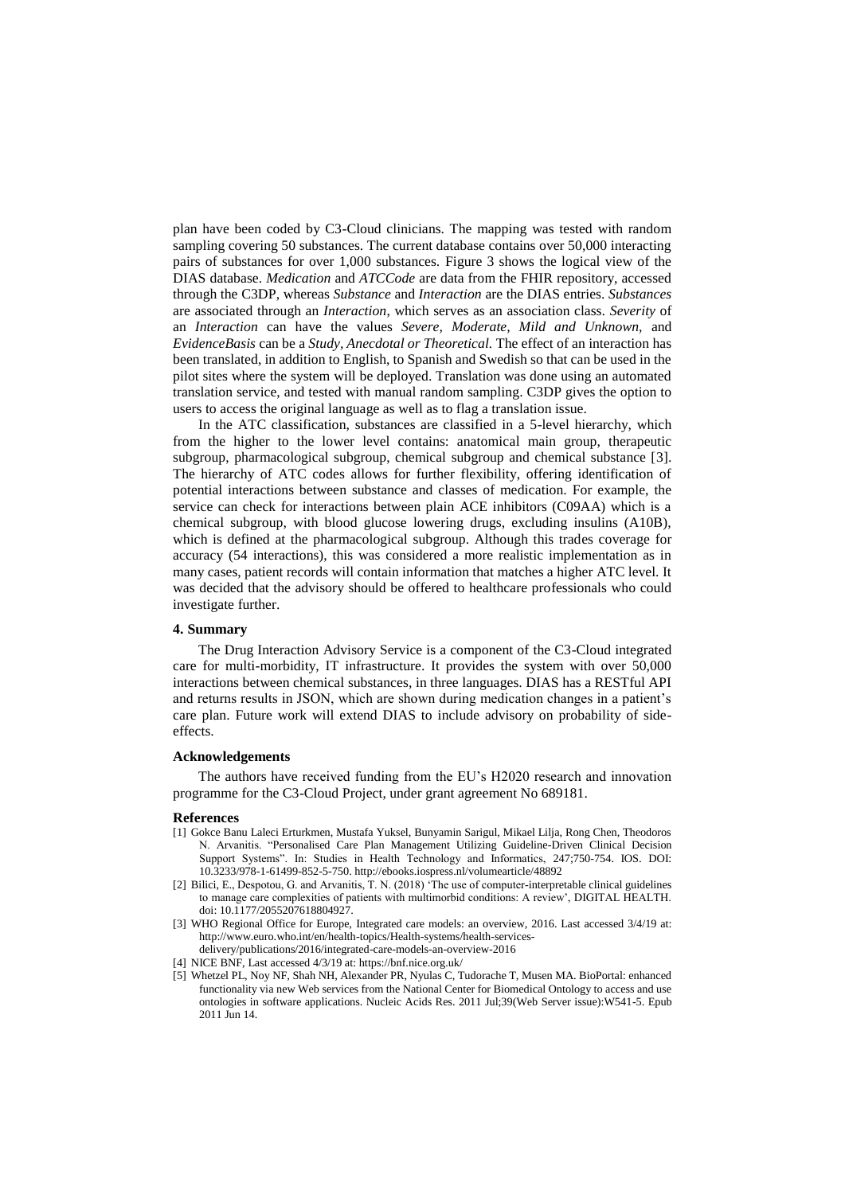plan have been coded by C3-Cloud clinicians. The mapping was tested with random sampling covering 50 substances. The current database contains over 50,000 interacting pairs of substances for over 1,000 substances. Figure 3 shows the logical view of the DIAS database. *Medication* and *ATCCode* are data from the FHIR repository, accessed through the C3DP, whereas *Substance* and *Interaction* are the DIAS entries. *Substances* are associated through an *Interaction*, which serves as an association class. *Severity* of an *Interaction* can have the values *Severe, Moderate, Mild and Unknown,* and *EvidenceBasis* can be a *Study, Anecdotal or Theoretical.* The effect of an interaction has been translated, in addition to English, to Spanish and Swedish so that can be used in the pilot sites where the system will be deployed. Translation was done using an automated translation service, and tested with manual random sampling. C3DP gives the option to users to access the original language as well as to flag a translation issue.

In the ATC classification, substances are classified in a 5-level hierarchy, which from the higher to the lower level contains: anatomical main group, therapeutic subgroup, pharmacological subgroup, chemical subgroup and chemical substance [3]. The hierarchy of ATC codes allows for further flexibility, offering identification of potential interactions between substance and classes of medication. For example, the service can check for interactions between plain ACE inhibitors (C09AA) which is a chemical subgroup, with blood glucose lowering drugs, excluding insulins (A10B), which is defined at the pharmacological subgroup. Although this trades coverage for accuracy (54 interactions), this was considered a more realistic implementation as in many cases, patient records will contain information that matches a higher ATC level. It was decided that the advisory should be offered to healthcare professionals who could investigate further.

## 4. Summary

The Drug Interaction Advisory Service is a component of the C3-Cloud integrated care for multi-morbidity, IT infrastructure. It provides the system with over 50,000 interactions between chemical substances, in three languages. DIAS has a RESTful API and returns results in JSON, which are shown during medication changes in a patient's care plan. Future work will extend DIAS to include advisory on probability of side-effects.

## Acknowledgements

The authors have received funding from the EU's H2020 research and innovation programme for the C3-Cloud Project, under grant agreement No 689181.

## References

[1] Gokce Banu Laleci Erturkmen, Mustafa Yuksel, Bunyamin Sarigul, Mikael Lilja, Rong Chen, Theodoros N. Arvanitis. "Personalised Care Plan Management Utilizing Guideline-Driven Clinical Decision Support Systems". In: Studies in Health Technology and Informatics, 247;750-754. IOS. DOI: 10.3233/978-1-61499-852-5-750. http://ebooks.iospress.nl/volumearticle/48892

[2] Bilici, E., Despotou, G. and Arvanitis, T. N. (2018) 'The use of computer-interpretable clinical guidelines to manage care complexities of patients with multimorbid conditions: A review', DIGITAL HEALTH. doi: 10.1177/2055207618804927.

[3] WHO Regional Office for Europe, Integrated care models: an overview, 2016. Last accessed 3/4/19 at: http://www.euro.who.int/en/health-topics/Health-systems/health-services-delivery/publications/2016/integrated-care-models-an-overview-2016

[4] NICE BNF, Last accessed 4/3/19 at: https://bnf.nice.org.uk/

[5] Whetzel PL, Noy NF, Shah NH, Alexander PR, Nyulas C, Tudorache T, Musen MA. BioPortal: enhanced functionality via new Web services from the National Center for Biomedical Ontology to access and use ontologies in software applications. Nucleic Acids Res. 2011 Jul;39(Web Server issue):W541-5. Epub 2011 Jun 14.